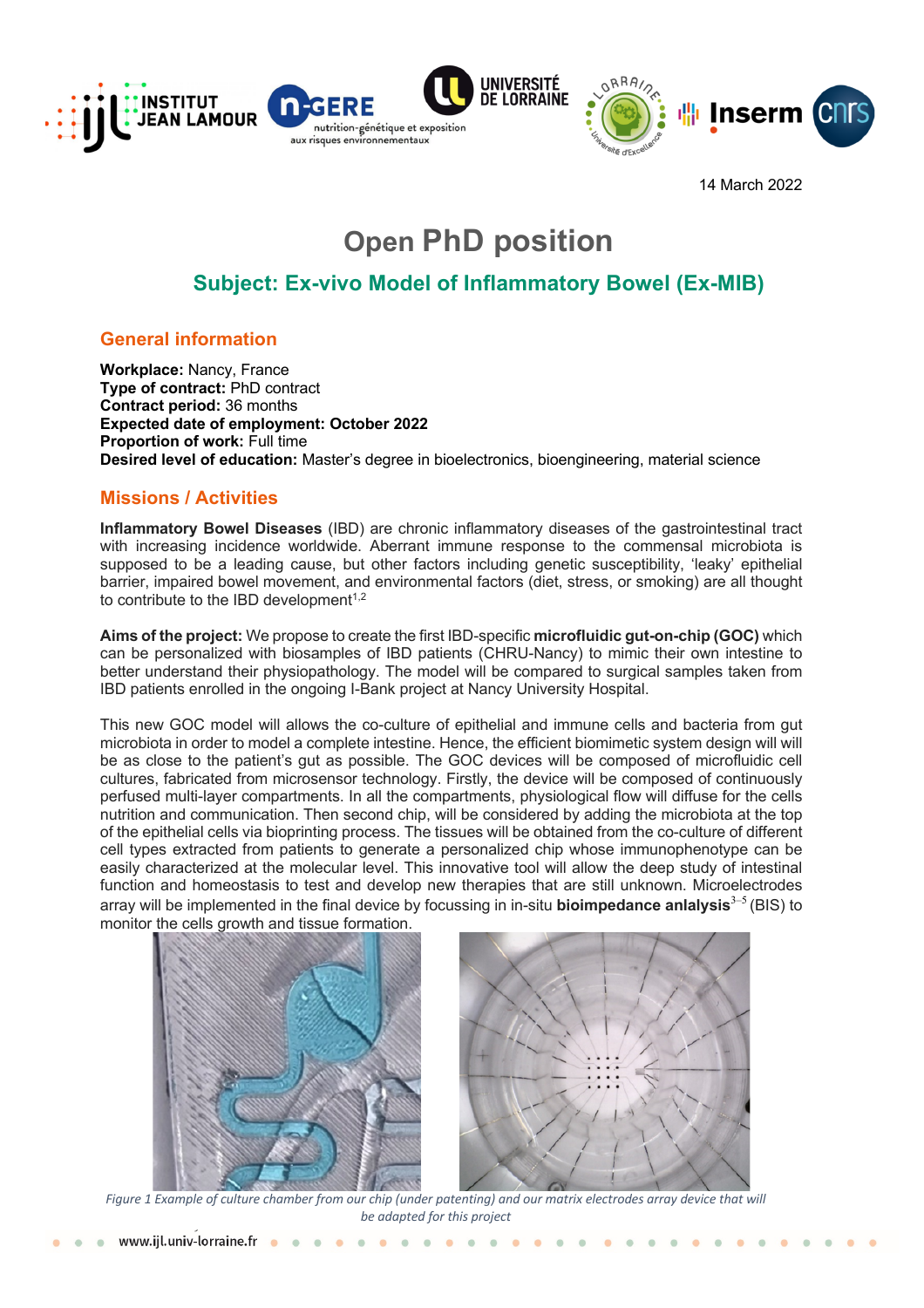14 March 2022

# Open PhD position

## Subject: Ex-vivo Model of Inflammatory Bowel (Ex-MIB)

### General information

**Workplace:** Nancy, France
**Type of contract:** PhD contract
**Contract period:** 36 months
**Expected date of employment: October 2022**
**Proportion of work:** Full time
**Desired level of education:** Master's degree in bioelectronics, bioengineering, material science

### Missions / Activities

**Inflammatory Bowel Diseases** (IBD) are chronic inflammatory diseases of the gastrointestinal tract with increasing incidence worldwide. Aberrant immune response to the commensal microbiota is supposed to be a leading cause, but other factors including genetic susceptibility, 'leaky' epithelial barrier, impaired bowel movement, and environmental factors (diet, stress, or smoking) are all thought to contribute to the IBD development[1,2]

**Aims of the project:** We propose to create the first IBD-specific **microfluidic gut-on-chip (GOC)** which can be personalized with biosamples of IBD patients (CHRU-Nancy) to mimic their own intestine to better understand their physiopathology. The model will be compared to surgical samples taken from IBD patients enrolled in the ongoing I-Bank project at Nancy University Hospital.

This new GOC model will allows the co-culture of epithelial and immune cells and bacteria from gut microbiota in order to model a complete intestine. Hence, the efficient biomimetic system design will will be as close to the patient's gut as possible. The GOC devices will be composed of microfluidic cell cultures, fabricated from microsensor technology. Firstly, the device will be composed of continuously perfused multi-layer compartments. In all the compartments, physiological flow will diffuse for the cells nutrition and communication. Then second chip, will be considered by adding the microbiota at the top of the epithelial cells via bioprinting process. The tissues will be obtained from the co-culture of different cell types extracted from patients to generate a personalized chip whose immunophenotype can be easily characterized at the molecular level. This innovative tool will allow the deep study of intestinal function and homeostasis to test and develop new therapies that are still unknown. Microelectrodes array will be implemented in the final device by focussing in in-situ **bioimpedance anlalysis**[3–5] (BIS) to monitor the cells growth and tissue formation.

*Figure 1 Example of culture chamber from our chip (under patenting) and our matrix electrodes array device that will be adapted for this project*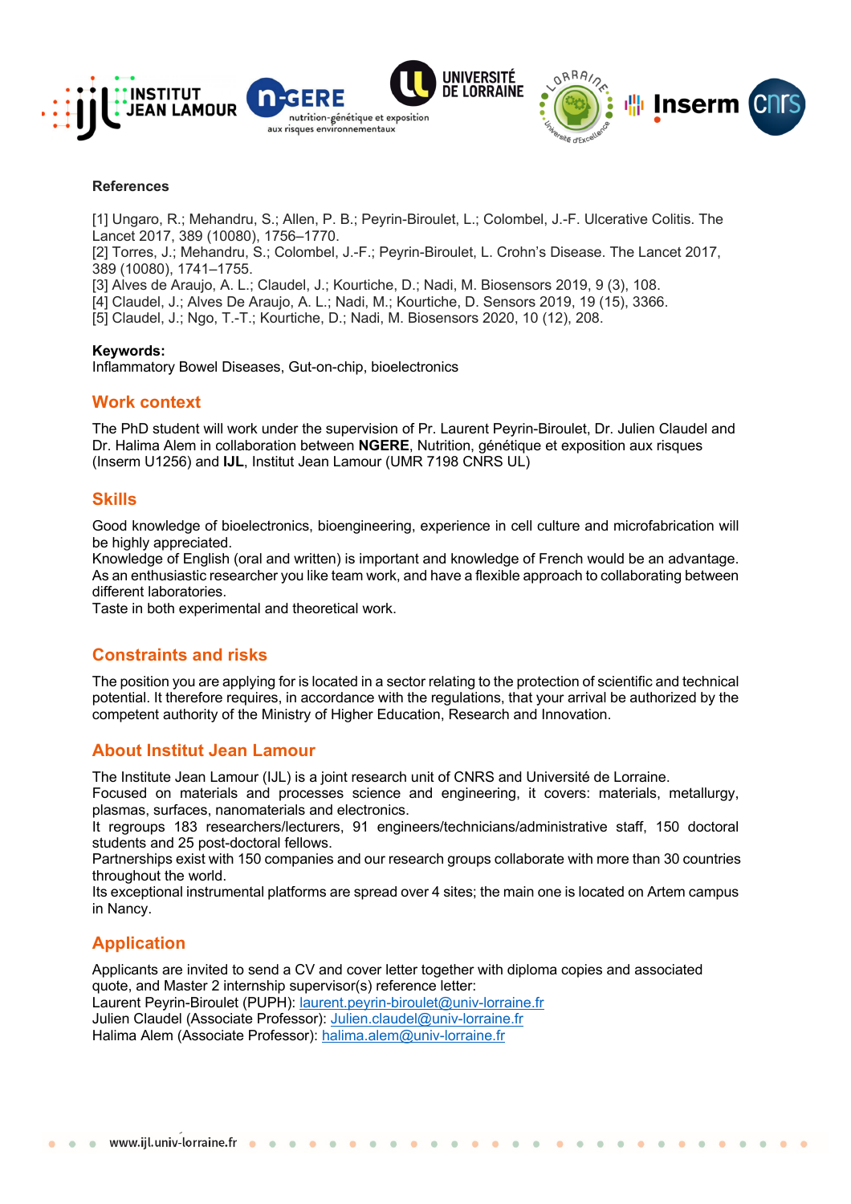**References**

[1] Ungaro, R.; Mehandru, S.; Allen, P. B.; Peyrin-Biroulet, L.; Colombel, J.-F. Ulcerative Colitis. The Lancet 2017, 389 (10080), 1756–1770.
[2] Torres, J.; Mehandru, S.; Colombel, J.-F.; Peyrin-Biroulet, L. Crohn's Disease. The Lancet 2017, 389 (10080), 1741–1755.
[3] Alves de Araujo, A. L.; Claudel, J.; Kourtiche, D.; Nadi, M. Biosensors 2019, 9 (3), 108.
[4] Claudel, J.; Alves De Araujo, A. L.; Nadi, M.; Kourtiche, D. Sensors 2019, 19 (15), 3366.
[5] Claudel, J.; Ngo, T.-T.; Kourtiche, D.; Nadi, M. Biosensors 2020, 10 (12), 208.

**Keywords:**
Inflammatory Bowel Diseases, Gut-on-chip, bioelectronics

## Work context

The PhD student will work under the supervision of Pr. Laurent Peyrin-Biroulet, Dr. Julien Claudel and Dr. Halima Alem in collaboration between **NGERE**, Nutrition, génétique et exposition aux risques (Inserm U1256) and **IJL**, Institut Jean Lamour (UMR 7198 CNRS UL)

## Skills

Good knowledge of bioelectronics, bioengineering, experience in cell culture and microfabrication will be highly appreciated.
Knowledge of English (oral and written) is important and knowledge of French would be an advantage.
As an enthusiastic researcher you like team work, and have a flexible approach to collaborating between different laboratories.
Taste in both experimental and theoretical work.

## Constraints and risks

The position you are applying for is located in a sector relating to the protection of scientific and technical potential. It therefore requires, in accordance with the regulations, that your arrival be authorized by the competent authority of the Ministry of Higher Education, Research and Innovation.

## About Institut Jean Lamour

The Institute Jean Lamour (IJL) is a joint research unit of CNRS and Université de Lorraine.
Focused on materials and processes science and engineering, it covers: materials, metallurgy, plasmas, surfaces, nanomaterials and electronics.
It regroups 183 researchers/lecturers, 91 engineers/technicians/administrative staff, 150 doctoral students and 25 post-doctoral fellows.
Partnerships exist with 150 companies and our research groups collaborate with more than 30 countries throughout the world.
Its exceptional instrumental platforms are spread over 4 sites; the main one is located on Artem campus in Nancy.

## Application

Applicants are invited to send a CV and cover letter together with diploma copies and associated quote, and Master 2 internship supervisor(s) reference letter:
Laurent Peyrin-Biroulet (PUPH): laurent.peyrin-biroulet@univ-lorraine.fr
Julien Claudel (Associate Professor): Julien.claudel@univ-lorraine.fr
Halima Alem (Associate Professor): halima.alem@univ-lorraine.fr